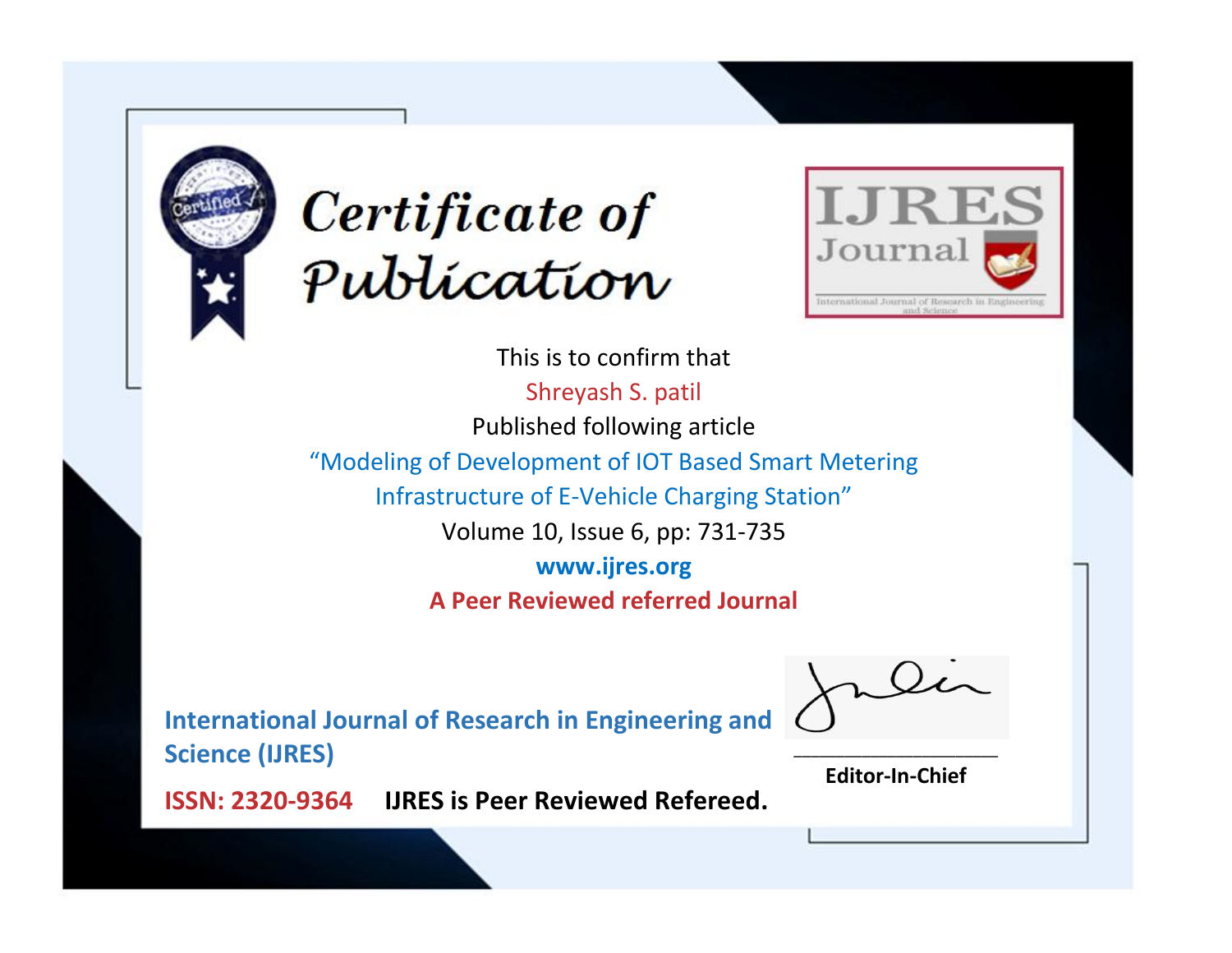# Certificate of Publication

IJRES Journal

International Journal of Research in Engineering and Science

This is to confirm that

Shreyash S. patil

Published following article

"Modeling of Development of IOT Based Smart Metering Infrastructure of E-Vehicle Charging Station"

Volume 10, Issue 6, pp: 731-735

**www.ijres.org**

**A Peer Reviewed referred Journal**

**International Journal of Research in Engineering and Science (IJRES)**

**ISSN: 2320-9364** **IJRES is Peer Reviewed Refereed.**

**Editor-In-Chief**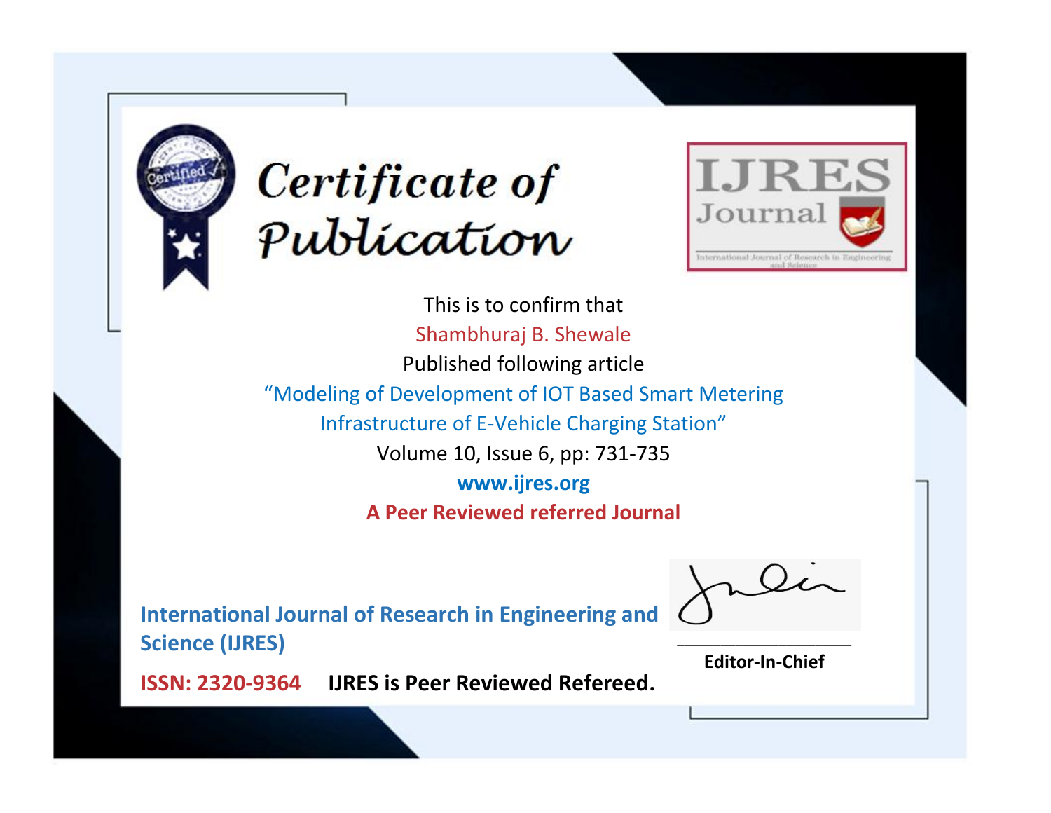# Certificate of Publication

IJRES Journal

International Journal of Research in Engineering and Science

This is to confirm that

Shambhuraj B. Shewale

Published following article

"Modeling of Development of IOT Based Smart Metering Infrastructure of E-Vehicle Charging Station"

Volume 10, Issue 6, pp: 731-735

www.ijres.org

**A Peer Reviewed referred Journal**

**International Journal of Research in Engineering and Science (IJRES)**

**ISSN: 2320-9364** **IJRES is Peer Reviewed Refereed.**

**Editor-In-Chief**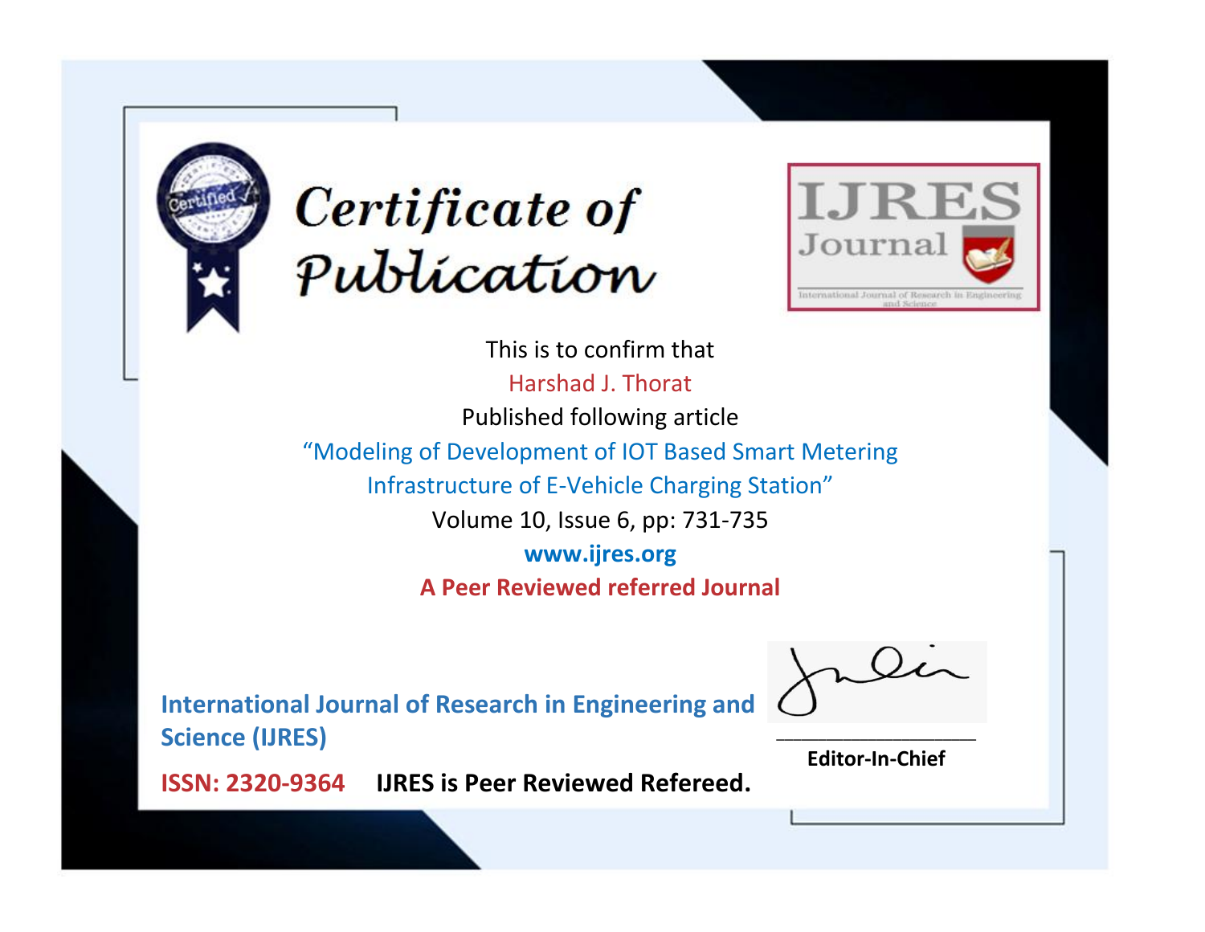# Certificate of Publication

**IJRES Journal**

International Journal of Research in Engineering and Science

This is to confirm that

Harshad J. Thorat

Published following article

"Modeling of Development of IOT Based Smart Metering Infrastructure of E-Vehicle Charging Station"

Volume 10, Issue 6, pp: 731-735

**www.ijres.org**

**A Peer Reviewed referred Journal**

**International Journal of Research in Engineering and Science (IJRES)**

**ISSN: 2320-9364** **IJRES is Peer Reviewed Refereed.**

**Editor-In-Chief**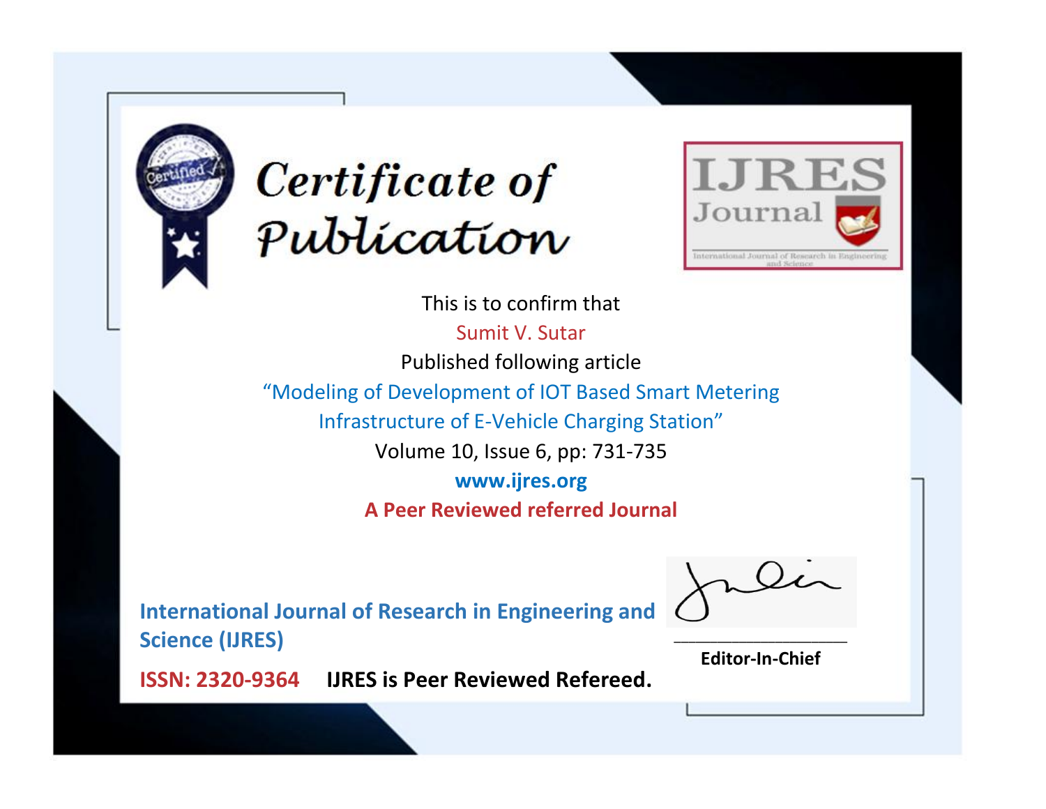# Certificate of Publication

**IJRES Journal**

International Journal of Research in Engineering and Science

This is to confirm that

Sumit V. Sutar

Published following article

"Modeling of Development of IOT Based Smart Metering Infrastructure of E-Vehicle Charging Station"

Volume 10, Issue 6, pp: 731-735

**www.ijres.org**

**A Peer Reviewed referred Journal**

**International Journal of Research in Engineering and Science (IJRES)**

**ISSN: 2320-9364** **IJRES is Peer Reviewed Refereed.**

**Editor-In-Chief**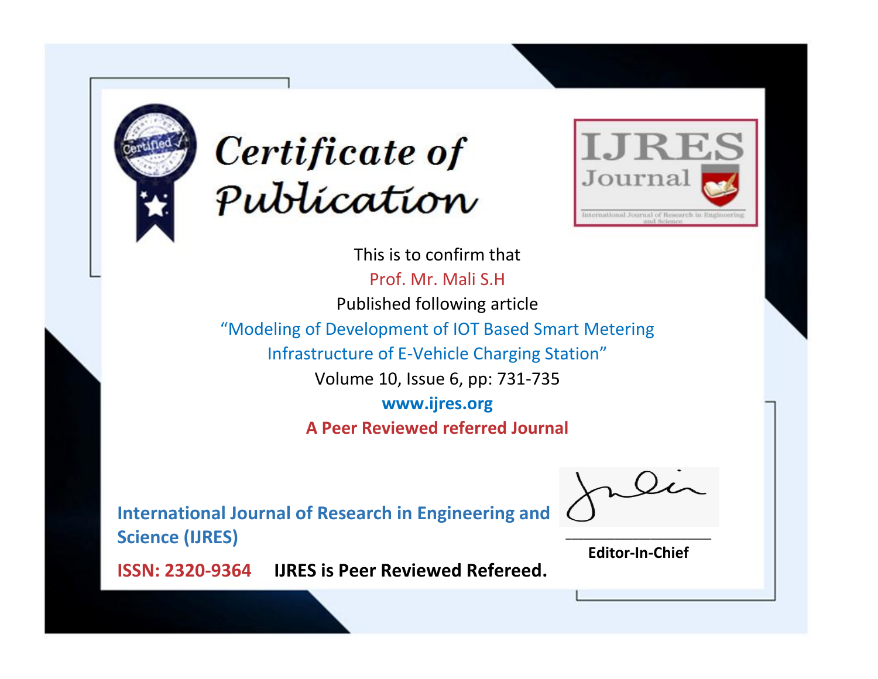# Certificate of Publication

IJRES Journal

International Journal of Research in Engineering and Science

This is to confirm that

Prof. Mr. Mali S.H

Published following article

"Modeling of Development of IOT Based Smart Metering Infrastructure of E-Vehicle Charging Station"

Volume 10, Issue 6, pp: 731-735

**www.ijres.org**

**A Peer Reviewed referred Journal**

**International Journal of Research in Engineering and Science (IJRES)**

**ISSN: 2320-9364** **IJRES is Peer Reviewed Refereed.**

**Editor-In-Chief**